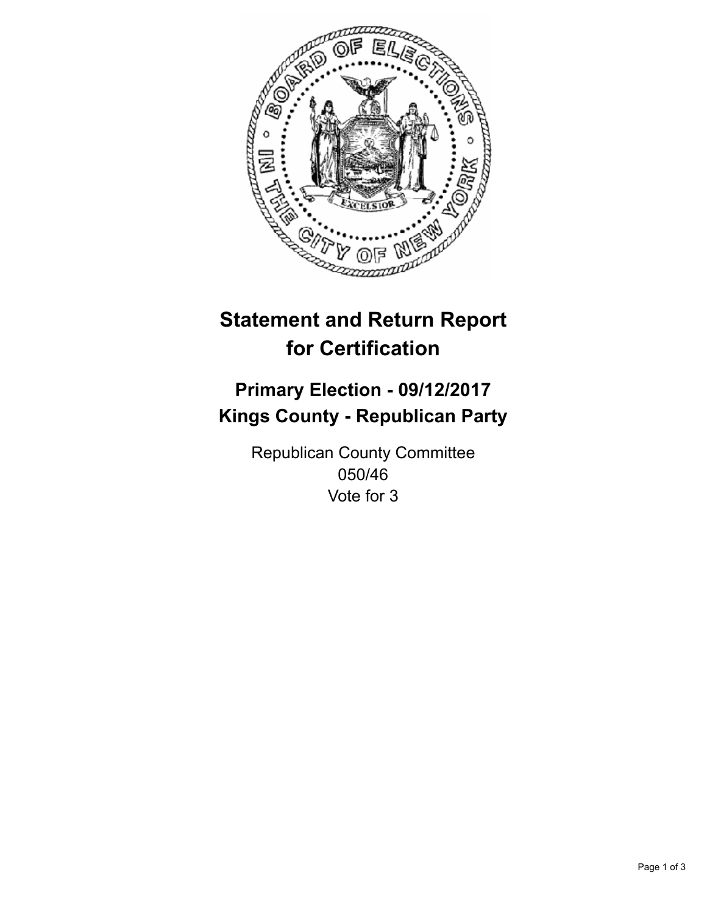# Statement and Return Report for Certification

## Primary Election - 09/12/2017
## Kings County - Republican Party

Republican County Committee
050/46
Vote for 3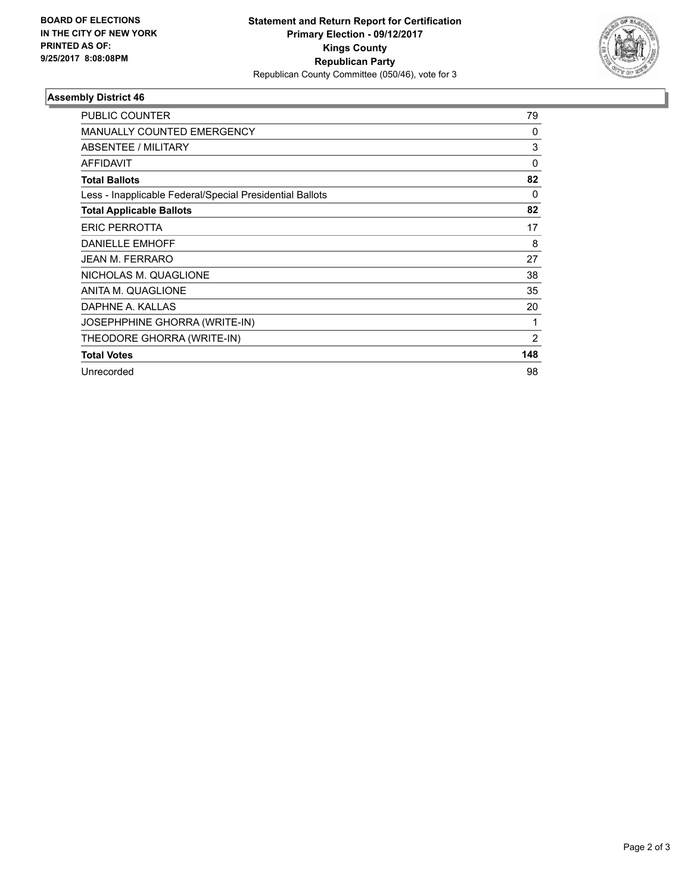**BOARD OF ELECTIONS IN THE CITY OF NEW YORK PRINTED AS OF: 9/25/2017 8:08:08PM**

**Statement and Return Report for Certification**
**Primary Election - 09/12/2017**
**Kings County**
**Republican Party**
Republican County Committee (050/46), vote for 3

### Assembly District 46

| | |
|---|---|
| PUBLIC COUNTER | 79 |
| MANUALLY COUNTED EMERGENCY | 0 |
| ABSENTEE / MILITARY | 3 |
| AFFIDAVIT | 0 |
| **Total Ballots** | **82** |
| Less - Inapplicable Federal/Special Presidential Ballots | 0 |
| **Total Applicable Ballots** | **82** |
| ERIC PERROTTA | 17 |
| DANIELLE EMHOFF | 8 |
| JEAN M. FERRARO | 27 |
| NICHOLAS M. QUAGLIONE | 38 |
| ANITA M. QUAGLIONE | 35 |
| DAPHNE A. KALLAS | 20 |
| JOSEPHPHINE GHORRA (WRITE-IN) | 1 |
| THEODORE GHORRA (WRITE-IN) | 2 |
| **Total Votes** | **148** |
| Unrecorded | 98 |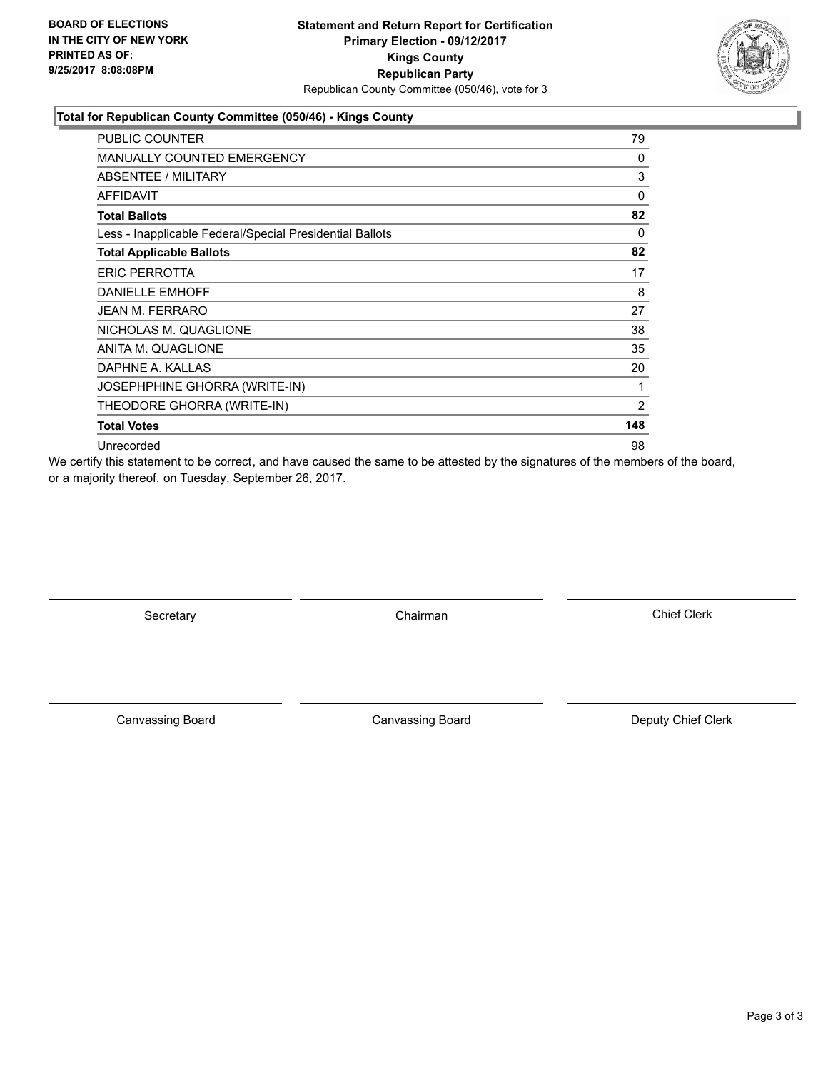**BOARD OF ELECTIONS IN THE CITY OF NEW YORK PRINTED AS OF: 9/25/2017 8:08:08PM**

**Statement and Return Report for Certification**
**Primary Election - 09/12/2017**
**Kings County**
**Republican Party**
Republican County Committee (050/46), vote for 3

**Total for Republican County Committee (050/46) - Kings County**

| | |
|---|---|
| PUBLIC COUNTER | 79 |
| MANUALLY COUNTED EMERGENCY | 0 |
| ABSENTEE / MILITARY | 3 |
| AFFIDAVIT | 0 |
| **Total Ballots** | **82** |
| Less - Inapplicable Federal/Special Presidential Ballots | 0 |
| **Total Applicable Ballots** | **82** |
| ERIC PERROTTA | 17 |
| DANIELLE EMHOFF | 8 |
| JEAN M. FERRARO | 27 |
| NICHOLAS M. QUAGLIONE | 38 |
| ANITA M. QUAGLIONE | 35 |
| DAPHNE A. KALLAS | 20 |
| JOSEPHPHINE GHORRA (WRITE-IN) | 1 |
| THEODORE GHORRA (WRITE-IN) | 2 |
| **Total Votes** | **148** |
| Unrecorded | 98 |

We certify this statement to be correct, and have caused the same to be attested by the signatures of the members of the board, or a majority thereof, on Tuesday, September 26, 2017.

Secretary

Chairman

Chief Clerk

Canvassing Board

Canvassing Board

Deputy Chief Clerk